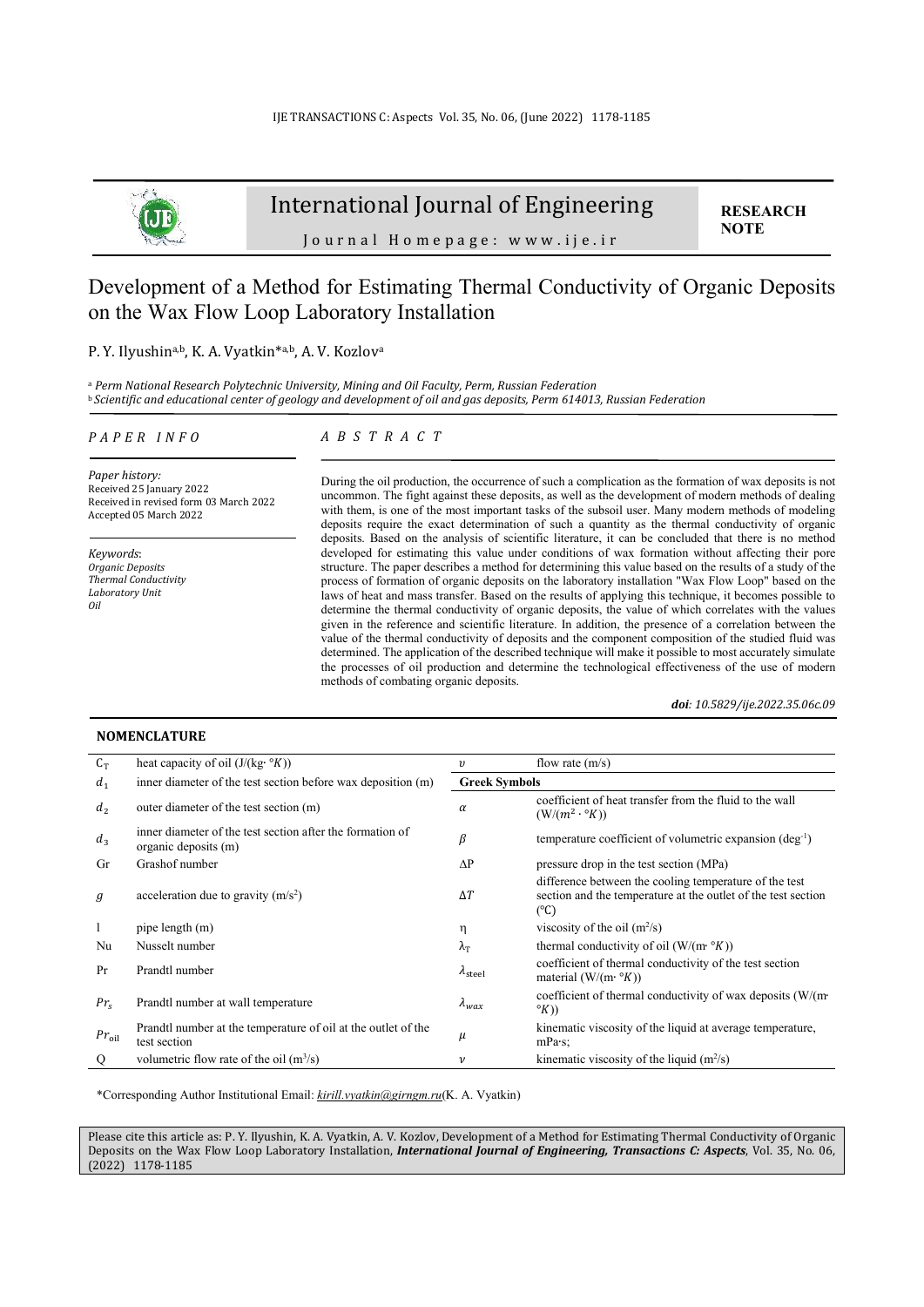International Journal of Engineering

Journal Homepage: www.ije.ir

**RESEARCH NOTE**

# Development of a Method for Estimating Thermal Conductivity of Organic Deposits on the Wax Flow Loop Laboratory Installation

P. Y. Ilyushin[a,b], K. A. Vyatkin*[a,b], A. V. Kozlov[a]

[a] *Perm National Research Polytechnic University, Mining and Oil Faculty, Perm, Russian Federation*
[b] *Scientific and educational center of geology and development of oil and gas deposits, Perm 614013, Russian Federation*

*PAPER INFO*

*Paper history:*
Received 25 January 2022
Received in revised form 03 March 2022
Accepted 05 March 2022

*Keywords*:
*Organic Deposits*
*Thermal Conductivity*
*Laboratory Unit*
*Oil*

*ABSTRACT*

During the oil production, the occurrence of such a complication as the formation of wax deposits is not uncommon. The fight against these deposits, as well as the development of modern methods of dealing with them, is one of the most important tasks of the subsoil user. Many modern methods of modeling deposits require the exact determination of such a quantity as the thermal conductivity of organic deposits. Based on the analysis of scientific literature, it can be concluded that there is no method developed for estimating this value under conditions of wax formation without affecting their pore structure. The paper describes a method for determining this value based on the results of a study of the process of formation of organic deposits on the laboratory installation "Wax Flow Loop" based on the laws of heat and mass transfer. Based on the results of applying this technique, it becomes possible to determine the thermal conductivity of organic deposits, the value of which correlates with the values given in the reference and scientific literature. In addition, the presence of a correlation between the value of the thermal conductivity of deposits and the component composition of the studied fluid was determined. The application of the described technique will make it possible to most accurately simulate the processes of oil production and determine the technological effectiveness of the use of modern methods of combating organic deposits.

***doi**: 10.5829/ije.2022.35.06c.09*

**NOMENCLATURE**

| | | | |
|---|---|---|---|
| $C_T$ | heat capacity of oil (J/(kg· °K)) | $\upsilon$ | flow rate (m/s) |
| $d_1$ | inner diameter of the test section before wax deposition (m) | **Greek Symbols** | |
| $d_2$ | outer diameter of the test section (m) | $\alpha$ | coefficient of heat transfer from the fluid to the wall (W/($m^2$ · °K)) |
| $d_3$ | inner diameter of the test section after the formation of organic deposits (m) | $\beta$ | temperature coefficient of volumetric expansion ($deg^{-1}$) |
| Gr | Grashof number | $\Delta P$ | pressure drop in the test section (MPa) |
| $g$ | acceleration due to gravity (m/s$^2$) | $\Delta T$ | difference between the cooling temperature of the test section and the temperature at the outlet of the test section (°C) |
| l | pipe length (m) | $\eta$ | viscosity of the oil (m$^2$/s) |
| Nu | Nusselt number | $\lambda_T$ | thermal conductivity of oil (W/(m· °K)) |
| Pr | Prandtl number | $\lambda_{steel}$ | coefficient of thermal conductivity of the test section material (W/(m· °K)) |
| $Pr_s$ | Prandtl number at wall temperature | $\lambda_{wax}$ | coefficient of thermal conductivity of wax deposits (W/(m· °K)) |
| $Pr_{oil}$ | Prandtl number at the temperature of oil at the outlet of the test section | $\mu$ | kinematic viscosity of the liquid at average temperature, mPa·s; |
| Q | volumetric flow rate of the oil (m$^3$/s) | $\nu$ | kinematic viscosity of the liquid (m$^2$/s) |

*Corresponding Author Institutional Email: *kirill.vyatkin@girngm.ru* (K. A. Vyatkin)

Please cite this article as: P. Y. Ilyushin, K. A. Vyatkin, A. V. Kozlov, Development of a Method for Estimating Thermal Conductivity of Organic Deposits on the Wax Flow Loop Laboratory Installation, ***International Journal of Engineering, Transactions C: Aspects***, Vol. 35, No. 06, (2022) 1178-1185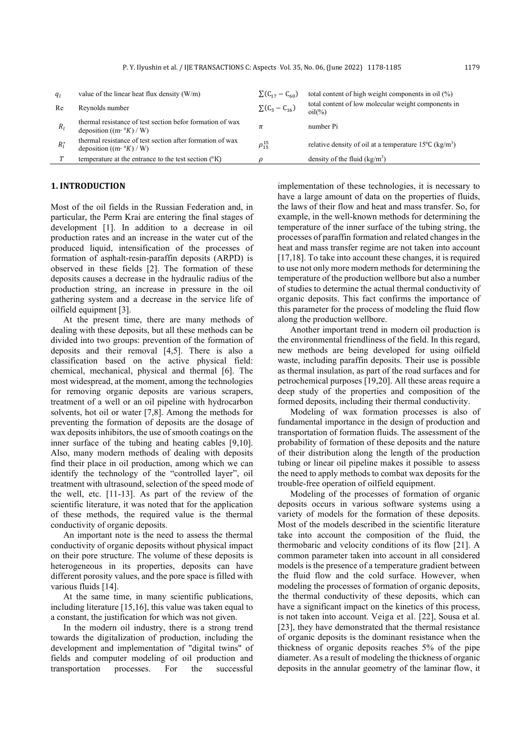| | | | |
|---|---|---|---|
| $q_l$ | value of the linear heat flux density (W/m) | $\sum(C_{17}-C_{60})$ | total content of high weight components in oil (%) |
| Re | Reynolds number | $\sum(C_5-C_{16})$ | total content of low molecular weight components in oil(%) |
| $R_l$ | thermal resistance of test section befor formation of wax deposition ((m· °$K$) / W) | $\pi$ | number Pi |
| $R_l^*$ | thermal resistance of test section after formation of wax deposition ((m· °$K$) / W) | $\rho_{15}^{15}$ | relative density of oil at a temperature 15°C (kg/m$^3$) |
| $T$ | temperature at the entrance to the test section (°K) | $\rho$ | density of the fluid (kg/m$^3$) |

## 1. INTRODUCTION

Most of the oil fields in the Russian Federation and, in particular, the Perm Krai are entering the final stages of development [1]. In addition to a decrease in oil production rates and an increase in the water cut of the produced liquid, intensification of the processes of formation of asphalt-resin-paraffin deposits (ARPD) is observed in these fields [2]. The formation of these deposits causes a decrease in the hydraulic radius of the production string, an increase in pressure in the oil gathering system and a decrease in the service life of oilfield equipment [3].

At the present time, there are many methods of dealing with these deposits, but all these methods can be divided into two groups: prevention of the formation of deposits and their removal [4,5]. There is also a classification based on the active physical field: chemical, mechanical, physical and thermal [6]. The most widespread, at the moment, among the technologies for removing organic deposits are various scrapers, treatment of a well or an oil pipeline with hydrocarbon solvents, hot oil or water [7,8]. Among the methods for preventing the formation of deposits are the dosage of wax deposits inhibitors, the use of smooth coatings on the inner surface of the tubing and heating cables [9,10]. Also, many modern methods of dealing with deposits find their place in oil production, among which we can identify the technology of the "controlled layer", oil treatment with ultrasound, selection of the speed mode of the well, etc. [11-13]. As part of the review of the scientific literature, it was noted that for the application of these methods, the required value is the thermal conductivity of organic deposits.

An important note is the need to assess the thermal conductivity of organic deposits without physical impact on their pore structure. The volume of these deposits is heterogeneous in its properties, deposits can have different porosity values, and the pore space is filled with various fluids [14].

At the same time, in many scientific publications, including literature [15,16], this value was taken equal to a constant, the justification for which was not given.

In the modern oil industry, there is a strong trend towards the digitalization of production, including the development and implementation of "digital twins" of fields and computer modeling of oil production and transportation processes. For the successful implementation of these technologies, it is necessary to have a large amount of data on the properties of fluids, the laws of their flow and heat and mass transfer. So, for example, in the well-known methods for determining the temperature of the inner surface of the tubing string, the processes of paraffin formation and related changes in the heat and mass transfer regime are not taken into account [17,18]. To take into account these changes, it is required to use not only more modern methods for determining the temperature of the production wellbore but also a number of studies to determine the actual thermal conductivity of organic deposits. This fact confirms the importance of this parameter for the process of modeling the fluid flow along the production wellbore.

Another important trend in modern oil production is the environmental friendliness of the field. In this regard, new methods are being developed for using oilfield waste, including paraffin deposits. Their use is possible as thermal insulation, as part of the road surfaces and for petrochemical purposes [19,20]. All these areas require a deep study of the properties and composition of the formed deposits, including their thermal conductivity.

Modeling of wax formation processes is also of fundamental importance in the design of production and transportation of formation fluids. The assessment of the probability of formation of these deposits and the nature of their distribution along the length of the production tubing or linear oil pipeline makes it possible to assess the need to apply methods to combat wax deposits for the trouble-free operation of oilfield equipment.

Modeling of the processes of formation of organic deposits occurs in various software systems using a variety of models for the formation of these deposits. Most of the models described in the scientific literature take into account the composition of the fluid, the thermobaric and velocity conditions of its flow [21]. A common parameter taken into account in all considered models is the presence of a temperature gradient between the fluid flow and the cold surface. However, when modeling the processes of formation of organic deposits, the thermal conductivity of these deposits, which can have a significant impact on the kinetics of this process, is not taken into account. Veiga et al. [22], Sousa et al. [23], they have demonstrated that the thermal resistance of organic deposits is the dominant resistance when the thickness of organic deposits reaches 5% of the pipe diameter. As a result of modeling the thickness of organic deposits in the annular geometry of the laminar flow, it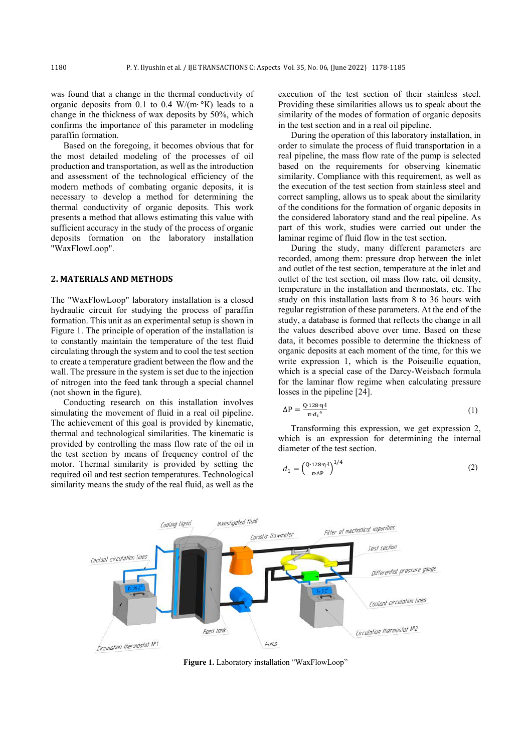was found that a change in the thermal conductivity of organic deposits from 0.1 to 0.4 W/(m·°K) leads to a change in the thickness of wax deposits by 50%, which confirms the importance of this parameter in modeling paraffin formation.

Based on the foregoing, it becomes obvious that for the most detailed modeling of the processes of oil production and transportation, as well as the introduction and assessment of the technological efficiency of the modern methods of combating organic deposits, it is necessary to develop a method for determining the thermal conductivity of organic deposits. This work presents a method that allows estimating this value with sufficient accuracy in the study of the process of organic deposits formation on the laboratory installation "WaxFlowLoop".

## 2. MATERIALS AND METHODS

The "WaxFlowLoop" laboratory installation is a closed hydraulic circuit for studying the process of paraffin formation. This unit as an experimental setup is shown in Figure 1. The principle of operation of the installation is to constantly maintain the temperature of the test fluid circulating through the system and to cool the test section to create a temperature gradient between the flow and the wall. The pressure in the system is set due to the injection of nitrogen into the feed tank through a special channel (not shown in the figure).

Conducting research on this installation involves simulating the movement of fluid in a real oil pipeline. The achievement of this goal is provided by kinematic, thermal and technological similarities. The kinematic is provided by controlling the mass flow rate of the oil in the test section by means of frequency control of the motor. Thermal similarity is provided by setting the required oil and test section temperatures. Technological similarity means the study of the real fluid, as well as the execution of the test section of their stainless steel. Providing these similarities allows us to speak about the similarity of the modes of formation of organic deposits in the test section and in a real oil pipeline.

During the operation of this laboratory installation, in order to simulate the process of fluid transportation in a real pipeline, the mass flow rate of the pump is selected based on the requirements for observing kinematic similarity. Compliance with this requirement, as well as the execution of the test section from stainless steel and correct sampling, allows us to speak about the similarity of the conditions for the formation of organic deposits in the considered laboratory stand and the real pipeline. As part of this work, studies were carried out under the laminar regime of fluid flow in the test section.

During the study, many different parameters are recorded, among them: pressure drop between the inlet and outlet of the test section, temperature at the inlet and outlet of the test section, oil mass flow rate, oil density, temperature in the installation and thermostats, etc. The study on this installation lasts from 8 to 36 hours with regular registration of these parameters. At the end of the study, a database is formed that reflects the change in all the values described above over time. Based on these data, it becomes possible to determine the thickness of organic deposits at each moment of the time, for this we write expression 1, which is the Poiseuille equation, which is a special case of the Darcy-Weisbach formula for the laminar flow regime when calculating pressure losses in the pipeline [24].

$$\Delta P = \frac{Q \cdot 128 \cdot \eta \cdot l}{\pi \cdot d_1^{\,4}} \tag{1}$$

Transforming this expression, we get expression 2, which is an expression for determining the internal diameter of the test section.

$$d_1 = \left(\frac{Q \cdot 128 \cdot \eta \cdot l}{\pi \cdot \Delta P}\right)^{1/4} \tag{2}$$

**Figure 1.** Laboratory installation "WaxFlowLoop"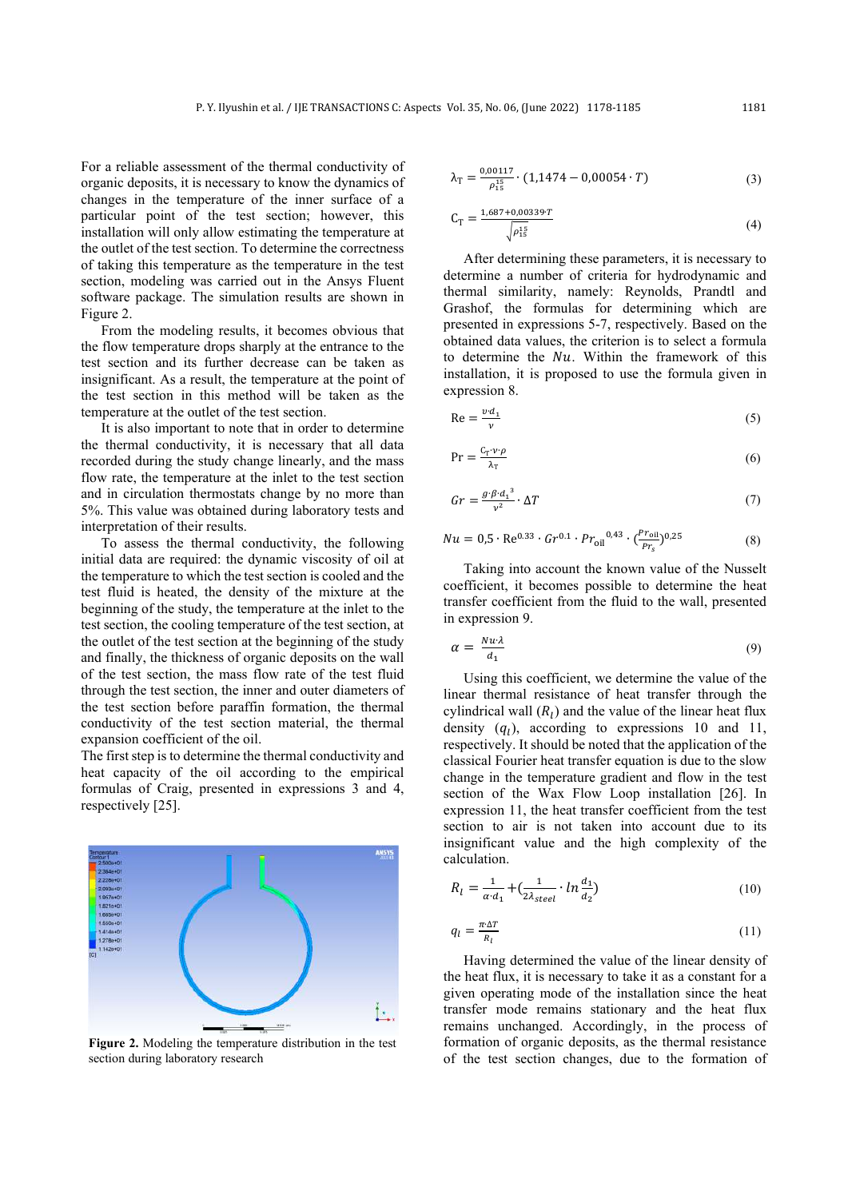For a reliable assessment of the thermal conductivity of organic deposits, it is necessary to know the dynamics of changes in the temperature of the inner surface of a particular point of the test section; however, this installation will only allow estimating the temperature at the outlet of the test section. To determine the correctness of taking this temperature as the temperature in the test section, modeling was carried out in the Ansys Fluent software package. The simulation results are shown in Figure 2.

From the modeling results, it becomes obvious that the flow temperature drops sharply at the entrance to the test section and its further decrease can be taken as insignificant. As a result, the temperature at the point of the test section in this method will be taken as the temperature at the outlet of the test section.

It is also important to note that in order to determine the thermal conductivity, it is necessary that all data recorded during the study change linearly, and the mass flow rate, the temperature at the inlet to the test section and in circulation thermostats change by no more than 5%. This value was obtained during laboratory tests and interpretation of their results.

To assess the thermal conductivity, the following initial data are required: the dynamic viscosity of oil at the temperature to which the test section is cooled and the test fluid is heated, the density of the mixture at the beginning of the study, the temperature at the inlet to the test section, the cooling temperature of the test section, at the outlet of the test section at the beginning of the study and finally, the thickness of organic deposits on the wall of the test section, the mass flow rate of the test fluid through the test section, the inner and outer diameters of the test section before paraffin formation, the thermal conductivity of the test section material, the thermal expansion coefficient of the oil.

The first step is to determine the thermal conductivity and heat capacity of the oil according to the empirical formulas of Craig, presented in expressions 3 and 4, respectively [25].

Figure 2. Modeling the temperature distribution in the test section during laboratory research

$$\lambda_T = \frac{0{,}00117}{\rho_{15}^{15}} \cdot (1{,}1474 - 0{,}00054 \cdot T) \tag{3}$$

$$C_T = \frac{1{,}687 + 0{,}00339 \cdot T}{\sqrt{\rho_{15}^{15}}} \tag{4}$$

After determining these parameters, it is necessary to determine a number of criteria for hydrodynamic and thermal similarity, namely: Reynolds, Prandtl and Grashof, the formulas for determining which are presented in expressions 5-7, respectively. Based on the obtained data values, the criterion is to select a formula to determine the $Nu$. Within the framework of this installation, it is proposed to use the formula given in expression 8.

$$\mathrm{Re} = \frac{v \cdot d_1}{\nu} \tag{5}$$

$$\mathrm{Pr} = \frac{C_T \cdot \nu \cdot \rho}{\lambda_T} \tag{6}$$

$$Gr = \frac{g \cdot \beta \cdot d_1{}^3}{\nu^2} \cdot \Delta T \tag{7}$$

$$Nu = 0{,}5 \cdot \mathrm{Re}^{0.33} \cdot Gr^{0.1} \cdot Pr_{\mathrm{oil}}{}^{0{,}43} \cdot \left(\frac{Pr_{\mathrm{oil}}}{Pr_s}\right)^{0{,}25} \tag{8}$$

Taking into account the known value of the Nusselt coefficient, it becomes possible to determine the heat transfer coefficient from the fluid to the wall, presented in expression 9.

$$\alpha = \frac{Nu \cdot \lambda}{d_1} \tag{9}$$

Using this coefficient, we determine the value of the linear thermal resistance of heat transfer through the cylindrical wall ($R_l$) and the value of the linear heat flux density ($q_l$), according to expressions 10 and 11, respectively. It should be noted that the application of the classical Fourier heat transfer equation is due to the slow change in the temperature gradient and flow in the test section of the Wax Flow Loop installation [26]. In expression 11, the heat transfer coefficient from the test section to air is not taken into account due to its insignificant value and the high complexity of the calculation.

$$R_l = \frac{1}{\alpha \cdot d_1} + \left(\frac{1}{2\lambda_{steel}} \cdot \ln\frac{d_1}{d_2}\right) \tag{10}$$

$$q_l = \frac{\pi \cdot \Delta T}{R_l} \tag{11}$$

Having determined the value of the linear density of the heat flux, it is necessary to take it as a constant for a given operating mode of the installation since the heat transfer mode remains stationary and the heat flux remains unchanged. Accordingly, in the process of formation of organic deposits, as the thermal resistance of the test section changes, due to the formation of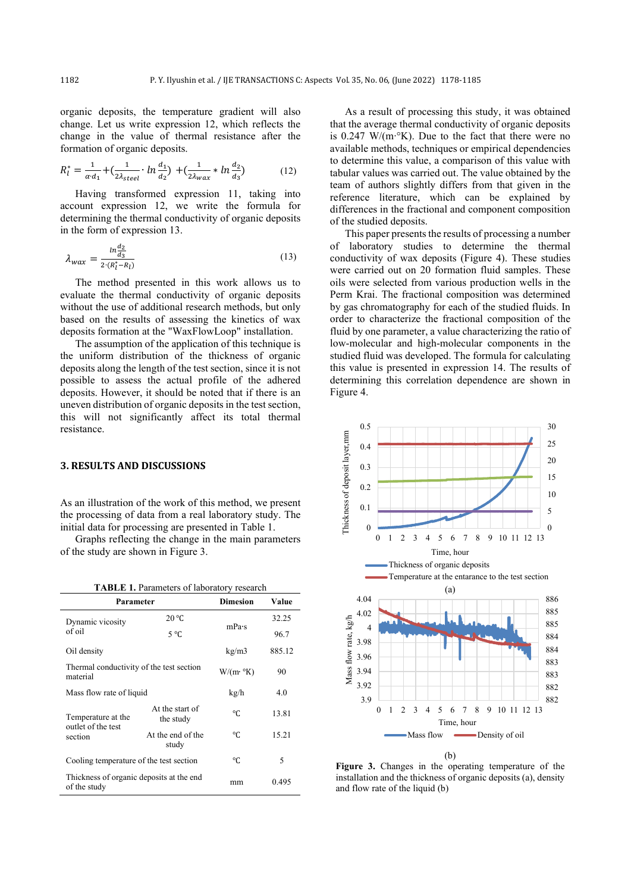organic deposits, the temperature gradient will also change. Let us write expression 12, which reflects the change in the value of thermal resistance after the formation of organic deposits.

$$R_l^* = \frac{1}{\alpha \cdot d_1} + \left(\frac{1}{2\lambda_{steel}} \cdot ln\frac{d_1}{d_2}\right) + \left(\frac{1}{2\lambda_{wax}} * ln\frac{d_2}{d_3}\right) \tag{12}$$

Having transformed expression 11, taking into account expression 12, we write the formula for determining the thermal conductivity of organic deposits in the form of expression 13.

$$\lambda_{wax} = \frac{ln\frac{d_2}{d_3}}{2 \cdot (R_l^* - R_l)} \tag{13}$$

The method presented in this work allows us to evaluate the thermal conductivity of organic deposits without the use of additional research methods, but only based on the results of assessing the kinetics of wax deposits formation at the "WaxFlowLoop" installation.

The assumption of the application of this technique is the uniform distribution of the thickness of organic deposits along the length of the test section, since it is not possible to assess the actual profile of the adhered deposits. However, it should be noted that if there is an uneven distribution of organic deposits in the test section, this will not significantly affect its total thermal resistance.

## 3. RESULTS AND DISCUSSIONS

As an illustration of the work of this method, we present the processing of data from a real laboratory study. The initial data for processing are presented in Table 1.

Graphs reflecting the change in the main parameters of the study are shown in Figure 3.

**TABLE 1.** Parameters of laboratory research

| Parameter | | Dimesion | Value |
|---|---|---|---|
| Dynamic vicosity of oil | 20 °C | mPa·s | 32.25 |
| | 5 °C | | 96.7 |
| Oil density | | kg/m3 | 885.12 |
| Thermal conductivity of the test section material | | W/(m· °K) | 90 |
| Mass flow rate of liquid | | kg/h | 4.0 |
| Temperature at the outlet of the test section | At the start of the study | °C | 13.81 |
| | At the end of the study | °C | 15.21 |
| Cooling temperature of the test section | | °C | 5 |
| Thickness of organic deposits at the end of the study | | mm | 0.495 |

As a result of processing this study, it was obtained that the average thermal conductivity of organic deposits is 0.247 W/(m·°K). Due to the fact that there were no available methods, techniques or empirical dependencies to determine this value, a comparison of this value with tabular values was carried out. The value obtained by the team of authors slightly differs from that given in the reference literature, which can be explained by differences in the fractional and component composition of the studied deposits.

This paper presents the results of processing a number of laboratory studies to determine the thermal conductivity of wax deposits (Figure 4). These studies were carried out on 20 formation fluid samples. These oils were selected from various production wells in the Perm Krai. The fractional composition was determined by gas chromatography for each of the studied fluids. In order to characterize the fractional composition of the fluid by one parameter, a value characterizing the ratio of low-molecular and high-molecular components in the studied fluid was developed. The formula for calculating this value is presented in expression 14. The results of determining this correlation dependence are shown in Figure 4.

**Figure 3.** Changes in the operating temperature of the installation and the thickness of organic deposits (a), density and flow rate of the liquid (b)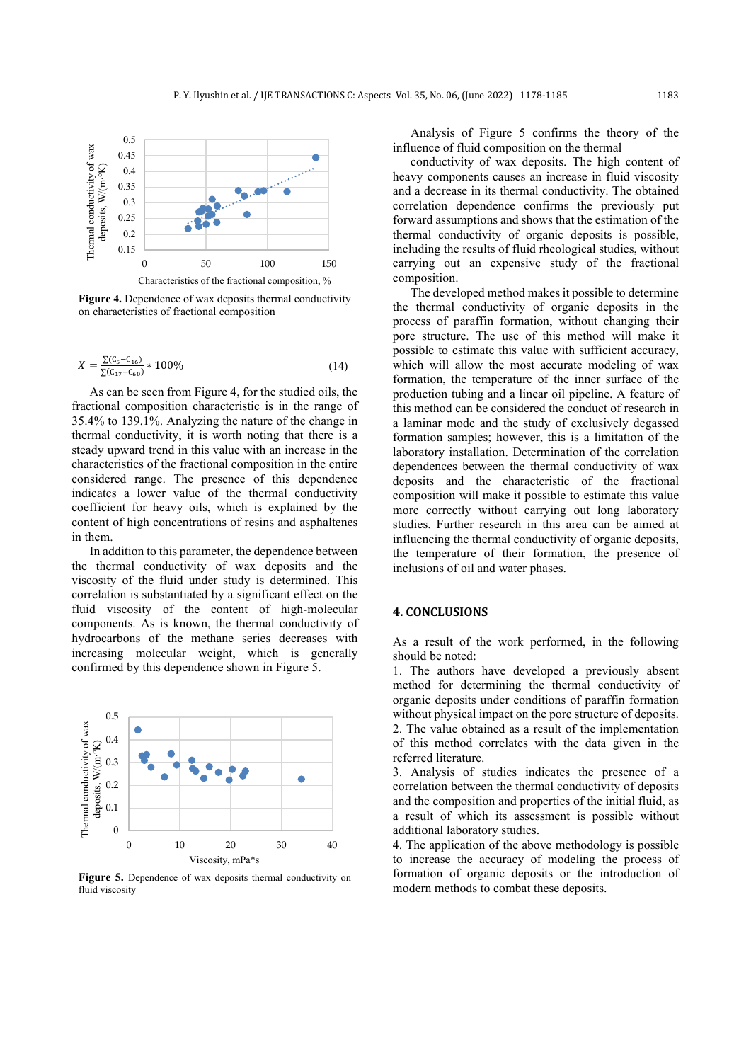**Figure 4.** Dependence of wax deposits thermal conductivity on characteristics of fractional composition

$$X = \frac{\sum(C_5 - C_{16})}{\sum(C_{17} - C_{60})} * 100\% \quad (14)$$

As can be seen from Figure 4, for the studied oils, the fractional composition characteristic is in the range of 35.4% to 139.1%. Analyzing the nature of the change in thermal conductivity, it is worth noting that there is a steady upward trend in this value with an increase in the characteristics of the fractional composition in the entire considered range. The presence of this dependence indicates a lower value of the thermal conductivity coefficient for heavy oils, which is explained by the content of high concentrations of resins and asphaltenes in them.

In addition to this parameter, the dependence between the thermal conductivity of wax deposits and the viscosity of the fluid under study is determined. This correlation is substantiated by a significant effect on the fluid viscosity of the content of high-molecular components. As is known, the thermal conductivity of hydrocarbons of the methane series decreases with increasing molecular weight, which is generally confirmed by this dependence shown in Figure 5.

**Figure 5.** Dependence of wax deposits thermal conductivity on fluid viscosity

Analysis of Figure 5 confirms the theory of the influence of fluid composition on the thermal

conductivity of wax deposits. The high content of heavy components causes an increase in fluid viscosity and a decrease in its thermal conductivity. The obtained correlation dependence confirms the previously put forward assumptions and shows that the estimation of the thermal conductivity of organic deposits is possible, including the results of fluid rheological studies, without carrying out an expensive study of the fractional composition.

The developed method makes it possible to determine the thermal conductivity of organic deposits in the process of paraffin formation, without changing their pore structure. The use of this method will make it possible to estimate this value with sufficient accuracy, which will allow the most accurate modeling of wax formation, the temperature of the inner surface of the production tubing and a linear oil pipeline. A feature of this method can be considered the conduct of research in a laminar mode and the study of exclusively degassed formation samples; however, this is a limitation of the laboratory installation. Determination of the correlation dependences between the thermal conductivity of wax deposits and the characteristic of the fractional composition will make it possible to estimate this value more correctly without carrying out long laboratory studies. Further research in this area can be aimed at influencing the thermal conductivity of organic deposits, the temperature of their formation, the presence of inclusions of oil and water phases.

## 4. CONCLUSIONS

As a result of the work performed, in the following should be noted:

1. The authors have developed a previously absent method for determining the thermal conductivity of organic deposits under conditions of paraffin formation without physical impact on the pore structure of deposits.
2. The value obtained as a result of the implementation of this method correlates with the data given in the referred literature.
3. Analysis of studies indicates the presence of a correlation between the thermal conductivity of deposits and the composition and properties of the initial fluid, as a result of which its assessment is possible without additional laboratory studies.
4. The application of the above methodology is possible to increase the accuracy of modeling the process of formation of organic deposits or the introduction of modern methods to combat these deposits.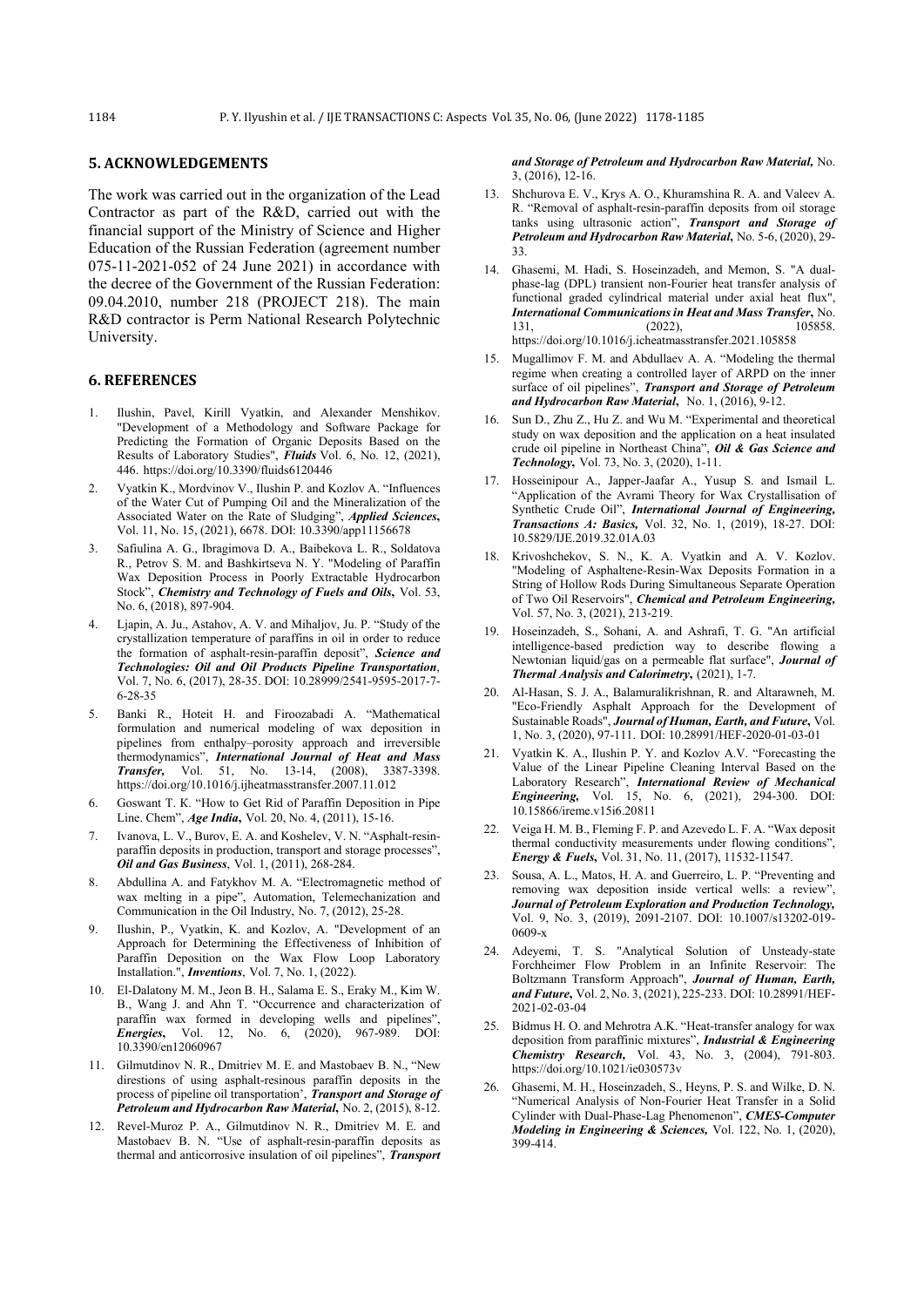## 5. ACKNOWLEDGEMENTS

The work was carried out in the organization of the Lead Contractor as part of the R&D, carried out with the financial support of the Ministry of Science and Higher Education of the Russian Federation (agreement number 075-11-2021-052 of 24 June 2021) in accordance with the decree of the Government of the Russian Federation: 09.04.2010, number 218 (PROJECT 218). The main R&D contractor is Perm National Research Polytechnic University.

## 6. REFERENCES

1. Ilushin, Pavel, Kirill Vyatkin, and Alexander Menshikov. "Development of a Methodology and Software Package for Predicting the Formation of Organic Deposits Based on the Results of Laboratory Studies", ***Fluids*** Vol. 6, No. 12, (2021), 446. https://doi.org/10.3390/fluids6120446
2. Vyatkin K., Mordvinov V., Ilushin P. and Kozlov A. "Influences of the Water Cut of Pumping Oil and the Mineralization of the Associated Water on the Rate of Sludging", ***Applied Sciences***, Vol. 11, No. 15, (2021), 6678. DOI: 10.3390/app11156678
3. Safiulina A. G., Ibragimova D. A., Baibekova L. R., Soldatova R., Petrov S. M. and Bashkirtseva N. Y. "Modeling of Paraffin Wax Deposition Process in Poorly Extractable Hydrocarbon Stock", ***Chemistry and Technology of Fuels and Oils***, Vol. 53, No. 6, (2018), 897-904.
4. Ljapin, A. Ju., Astahov, A. V. and Mihaljov, Ju. P. "Study of the crystallization temperature of paraffins in oil in order to reduce the formation of asphalt-resin-paraffin deposit", ***Science and Technologies: Oil and Oil Products Pipeline Transportation***, Vol. 7, No. 6, (2017), 28-35. DOI: 10.28999/2541-9595-2017-7-6-28-35
5. Banki R., Hoteit H. and Firoozabadi A. "Mathematical formulation and numerical modeling of wax deposition in pipelines from enthalpy–porosity approach and irreversible thermodynamics", ***International Journal of Heat and Mass Transfer,*** Vol. 51, No. 13-14, (2008), 3387-3398. https://doi.org/10.1016/j.ijheatmasstransfer.2007.11.012
6. Goswant T. K. "How to Get Rid of Paraffin Deposition in Pipe Line. Chem", ***Age India***, Vol. 20, No. 4, (2011), 15-16.
7. Ivanova, L. V., Burov, E. A. and Koshelev, V. N. "Asphalt-resin-paraffin deposits in production, transport and storage processes", ***Oil and Gas Business***, Vol. 1, (2011), 268-284.
8. Abdullina A. and Fatykhov M. A. "Electromagnetic method of wax melting in a pipe", Automation, Telemechanization and Communication in the Oil Industry, No. 7, (2012), 25-28.
9. Ilushin, P., Vyatkin, K. and Kozlov, A. "Development of an Approach for Determining the Effectiveness of Inhibition of Paraffin Deposition on the Wax Flow Loop Laboratory Installation.", ***Inventions***, Vol. 7, No. 1, (2022).
10. El-Dalatony M. M., Jeon B. H., Salama E. S., Eraky M., Kim W. B., Wang J. and Ahn T. "Occurrence and characterization of paraffin wax formed in developing wells and pipelines", ***Energies***, Vol. 12, No. 6, (2020), 967-989. DOI: 10.3390/en12060967
11. Gilmutdinov N. R., Dmitriev M. E. and Mastobaev B. N., "New directions of using asphalt-resinous paraffin deposits in the process of pipeline oil transportation', ***Transport and Storage of Petroleum and Hydrocarbon Raw Material***, No. 2, (2015), 8-12.
12. Revel-Muroz P. A., Gilmutdinov N. R., Dmitriev M. E. and Mastobaev B. N. "Use of asphalt-resin-paraffin deposits as thermal and anticorrosive insulation of oil pipelines", ***Transport and Storage of Petroleum and Hydrocarbon Raw Material,*** No. 3, (2016), 12-16.
13. Shchurova E. V., Krys A. O., Khuramshina R. A. and Valeev A. R. "Removal of asphalt-resin-paraffin deposits from oil storage tanks using ultrasonic action", ***Transport and Storage of Petroleum and Hydrocarbon Raw Material***, No. 5-6, (2020), 29-33.
14. Ghasemi, M. Hadi, S. Hoseinzadeh, and Memon, S. "A dual-phase-lag (DPL) transient non-Fourier heat transfer analysis of functional graded cylindrical material under axial heat flux", ***International Communications in Heat and Mass Transfer***, No. 131, (2022), 105858. https://doi.org/10.1016/j.icheatmasstransfer.2021.105858
15. Mugallimov F. M. and Abdullaev A. A. "Modeling the thermal regime when creating a controlled layer of ARPD on the inner surface of oil pipelines", ***Transport and Storage of Petroleum and Hydrocarbon Raw Material***, No. 1, (2016), 9-12.
16. Sun D., Zhu Z., Hu Z. and Wu M. "Experimental and theoretical study on wax deposition and the application on a heat insulated crude oil pipeline in Northeast China", ***Oil & Gas Science and Technology***, Vol. 73, No. 3, (2020), 1-11.
17. Hosseinipour A., Japper-Jaafar A., Yusup S. and Ismail L. "Application of the Avrami Theory for Wax Crystallisation of Synthetic Crude Oil", ***International Journal of Engineering, Transactions A: Basics,*** Vol. 32, No. 1, (2019), 18-27. DOI: 10.5829/IJE.2019.32.01A.03
18. Krivoshchekov, S. N., K. A. Vyatkin and A. V. Kozlov. "Modeling of Asphaltene-Resin-Wax Deposits Formation in a String of Hollow Rods During Simultaneous Separate Operation of Two Oil Reservoirs", ***Chemical and Petroleum Engineering,*** Vol. 57, No. 3, (2021), 213-219.
19. Hoseinzadeh, S., Sohani, A. and Ashrafi, T. G. "An artificial intelligence-based prediction way to describe flowing a Newtonian liquid/gas on a permeable flat surface", ***Journal of Thermal Analysis and Calorimetry***, (2021), 1-7.
20. Al-Hasan, S. J. A., Balamuralikrishnan, R. and Altarawneh, M. "Eco-Friendly Asphalt Approach for the Development of Sustainable Roads", ***Journal of Human, Earth, and Future***, Vol. 1, No. 3, (2020), 97-111. DOI: 10.28991/HEF-2020-01-03-01
21. Vyatkin K. A., Ilushin P. Y. and Kozlov A.V. "Forecasting the Value of the Linear Pipeline Cleaning Interval Based on the Laboratory Research", ***International Review of Mechanical Engineering,*** Vol. 15, No. 6, (2021), 294-300. DOI: 10.15866/ireme.v15i6.20811
22. Veiga H. M. B., Fleming F. P. and Azevedo L. F. A. "Wax deposit thermal conductivity measurements under flowing conditions", ***Energy & Fuels***, Vol. 31, No. 11, (2017), 11532-11547.
23. Sousa, A. L., Matos, H. A. and Guerreiro, L. P. "Preventing and removing wax deposition inside vertical wells: a review", ***Journal of Petroleum Exploration and Production Technology,*** Vol. 9, No. 3, (2019), 2091-2107. DOI: 10.1007/s13202-019-0609-x
24. Adeyemi, T. S. "Analytical Solution of Unsteady-state Forchheimer Flow Problem in an Infinite Reservoir: The Boltzmann Transform Approach", ***Journal of Human, Earth, and Future***, Vol. 2, No. 3, (2021), 225-233. DOI: 10.28991/HEF-2021-02-03-04
25. Bidmus H. O. and Mehrotra A.K. "Heat-transfer analogy for wax deposition from paraffinic mixtures", ***Industrial & Engineering Chemistry Research,*** Vol. 43, No. 3, (2004), 791-803. https://doi.org/10.1021/ie030573v
26. Ghasemi, M. H., Hoseinzadeh, S., Heyns, P. S. and Wilke, D. N. "Numerical Analysis of Non-Fourier Heat Transfer in a Solid Cylinder with Dual-Phase-Lag Phenomenon", ***CMES-Computer Modeling in Engineering & Sciences,*** Vol. 122, No. 1, (2020), 399-414.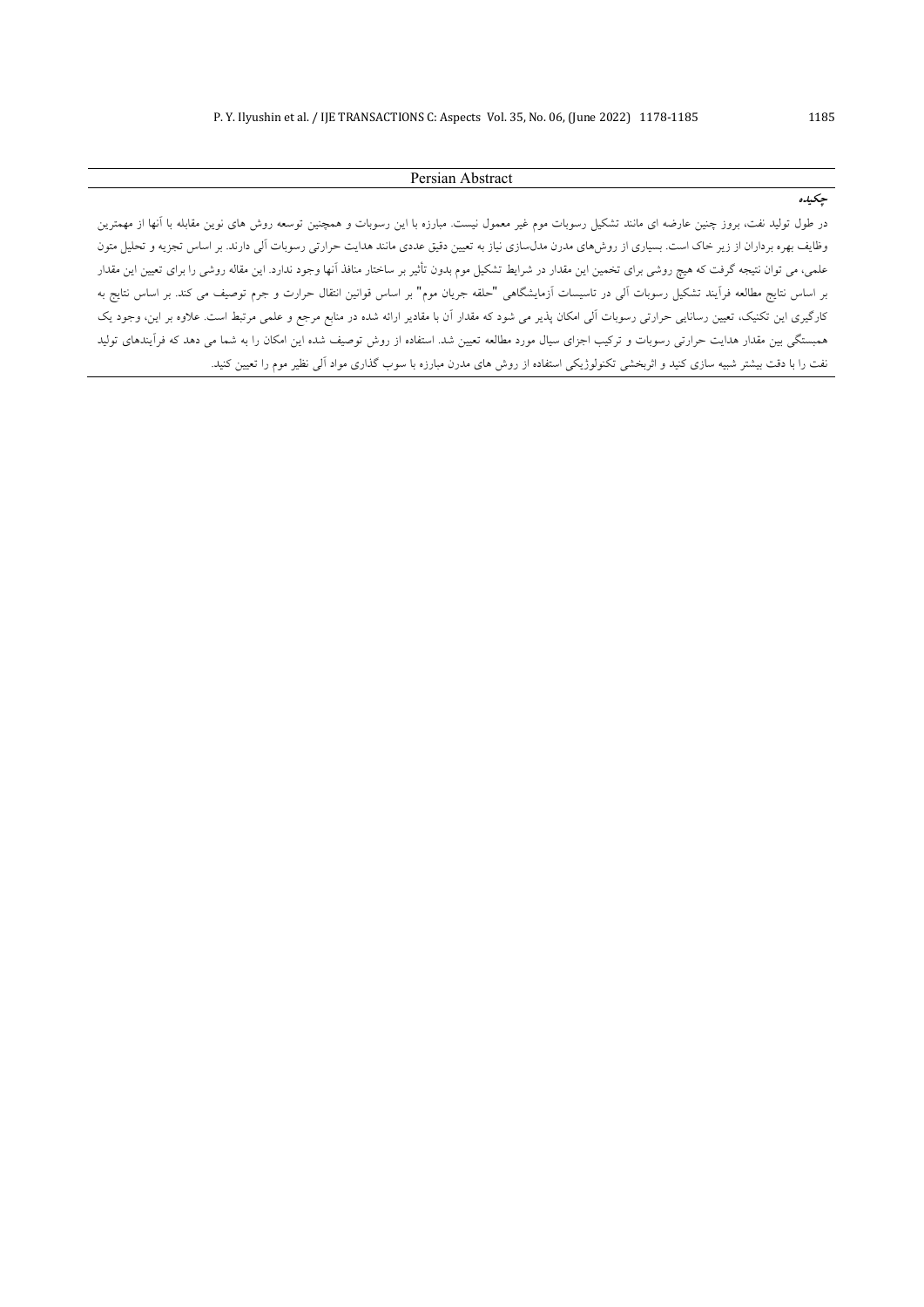## Persian Abstract

**چکیده**

در طول تولید نفت، بروز چنین عارضه ای مانند تشکیل رسوبات موم غیر معمول نیست. مبارزه با این رسوبات و همچنین توسعه روش های نوین مقابله با آنها از مهمترین وظایف بهره برداران از زیر خاک است. بسیاری از روش‌های مدرن مدل‌سازی نیاز به تعیین دقیق عددی مانند هدایت حرارتی رسوبات آلی دارند. بر اساس تجزیه و تحلیل متون علمی، می توان نتیجه گرفت که هیچ روشی برای تخمین این مقدار در شرایط تشکیل موم بدون تأثیر بر ساختار منافذ آنها وجود ندارد. این مقاله روشی را برای تعیین این مقدار بر اساس نتایج مطالعه فرآیند تشکیل رسوبات آلی در تاسیسات آزمایشگاهی "حلقه جریان موم" بر اساس قوانین انتقال حرارت و جرم توصیف می کند. بر اساس نتایج به کارگیری این تکنیک، تعیین رسانایی حرارتی رسوبات آلی امکان پذیر می شود که مقدار آن با مقادیر ارائه شده در منابع مرجع و علمی مرتبط است. علاوه بر این، وجود یک همبستگی بین مقدار هدایت حرارتی رسوبات و ترکیب اجزای سیال مورد مطالعه تعیین شد. استفاده از روش توصیف شده این امکان را به شما می دهد که فرآیندهای تولید نفت را با دقت بیشتر شبیه سازی کنید و اثربخشی تکنولوژیکی استفاده از روش های مدرن مبارزه با سوب گذاری مواد آلی نظیر موم را تعیین کنید.